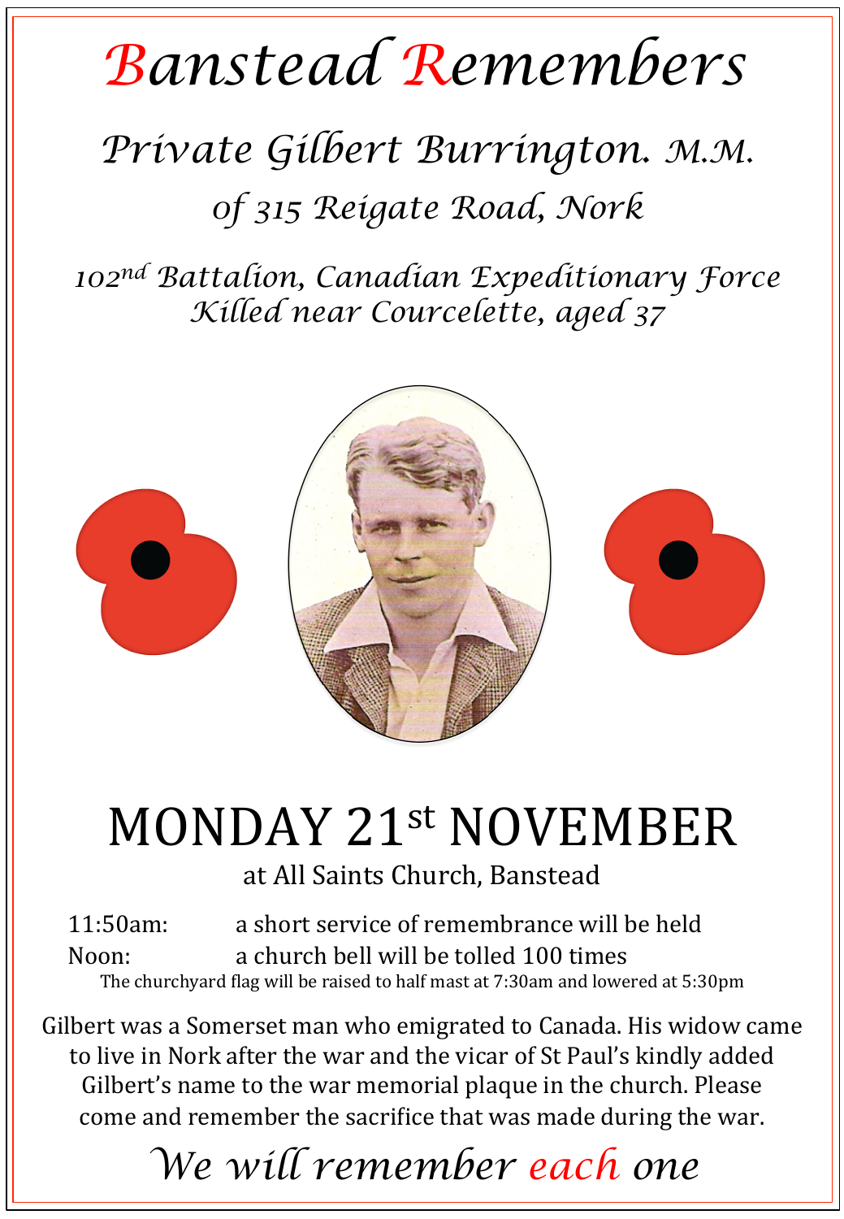# Banstead Remembers

## Private Gilbert Burrington. M.M.

### of 315 Reigate Road, Nork

*102nd Battalion, Canadian Expeditionary Force*
*Killed near Courcelette, aged 37*

## MONDAY 21st NOVEMBER

at All Saints Church, Banstead

11:50am: a short service of remembrance will be held
Noon: a church bell will be tolled 100 times

The churchyard flag will be raised to half mast at 7:30am and lowered at 5:30pm

Gilbert was a Somerset man who emigrated to Canada. His widow came to live in Nork after the war and the vicar of St Paul's kindly added Gilbert's name to the war memorial plaque in the church. Please come and remember the sacrifice that was made during the war.

*We will remember each one*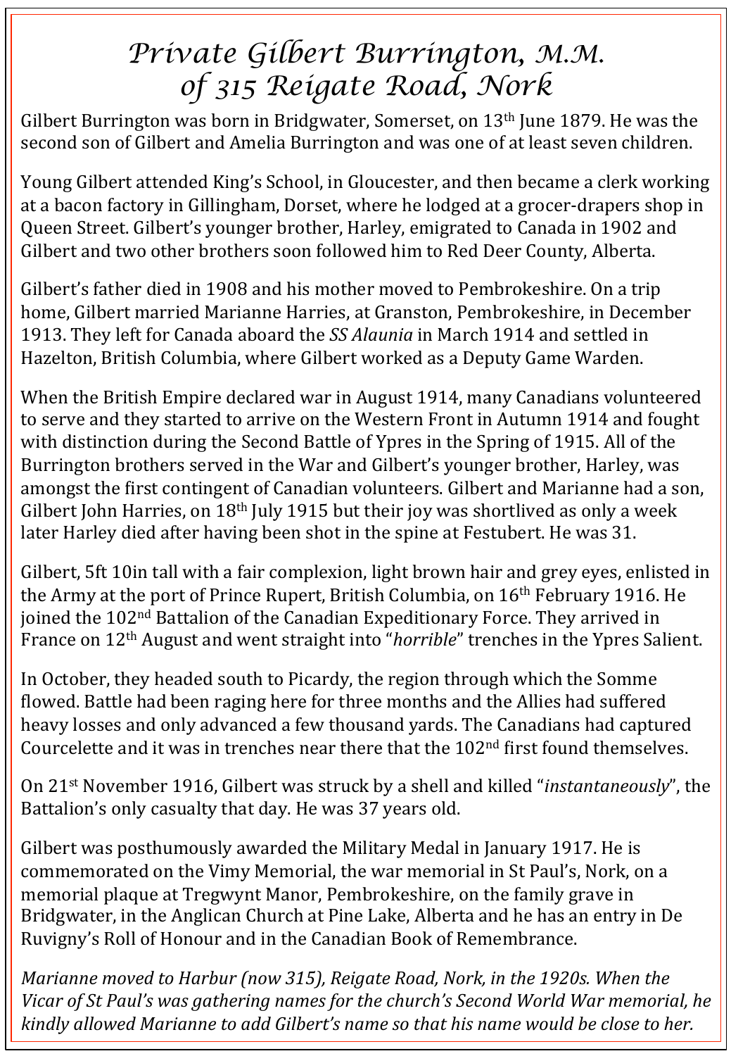# *Private Gilbert Burrington, M.M. of 315 Reigate Road, Nork*

Gilbert Burrington was born in Bridgwater, Somerset, on 13th June 1879. He was the second son of Gilbert and Amelia Burrington and was one of at least seven children.

Young Gilbert attended King's School, in Gloucester, and then became a clerk working at a bacon factory in Gillingham, Dorset, where he lodged at a grocer-drapers shop in Queen Street. Gilbert's younger brother, Harley, emigrated to Canada in 1902 and Gilbert and two other brothers soon followed him to Red Deer County, Alberta.

Gilbert's father died in 1908 and his mother moved to Pembrokeshire. On a trip home, Gilbert married Marianne Harries, at Granston, Pembrokeshire, in December 1913. They left for Canada aboard the *SS Alaunia* in March 1914 and settled in Hazelton, British Columbia, where Gilbert worked as a Deputy Game Warden.

When the British Empire declared war in August 1914, many Canadians volunteered to serve and they started to arrive on the Western Front in Autumn 1914 and fought with distinction during the Second Battle of Ypres in the Spring of 1915. All of the Burrington brothers served in the War and Gilbert's younger brother, Harley, was amongst the first contingent of Canadian volunteers. Gilbert and Marianne had a son, Gilbert John Harries, on 18th July 1915 but their joy was shortlived as only a week later Harley died after having been shot in the spine at Festubert. He was 31.

Gilbert, 5ft 10in tall with a fair complexion, light brown hair and grey eyes, enlisted in the Army at the port of Prince Rupert, British Columbia, on 16th February 1916. He joined the 102nd Battalion of the Canadian Expeditionary Force. They arrived in France on 12th August and went straight into "*horrible*" trenches in the Ypres Salient.

In October, they headed south to Picardy, the region through which the Somme flowed. Battle had been raging here for three months and the Allies had suffered heavy losses and only advanced a few thousand yards. The Canadians had captured Courcelette and it was in trenches near there that the 102nd first found themselves.

On 21st November 1916, Gilbert was struck by a shell and killed "*instantaneously*", the Battalion's only casualty that day. He was 37 years old.

Gilbert was posthumously awarded the Military Medal in January 1917. He is commemorated on the Vimy Memorial, the war memorial in St Paul's, Nork, on a memorial plaque at Tregwynt Manor, Pembrokeshire, on the family grave in Bridgwater, in the Anglican Church at Pine Lake, Alberta and he has an entry in De Ruvigny's Roll of Honour and in the Canadian Book of Remembrance.

*Marianne moved to Harbur (now 315), Reigate Road, Nork, in the 1920s. When the Vicar of St Paul's was gathering names for the church's Second World War memorial, he kindly allowed Marianne to add Gilbert's name so that his name would be close to her.*